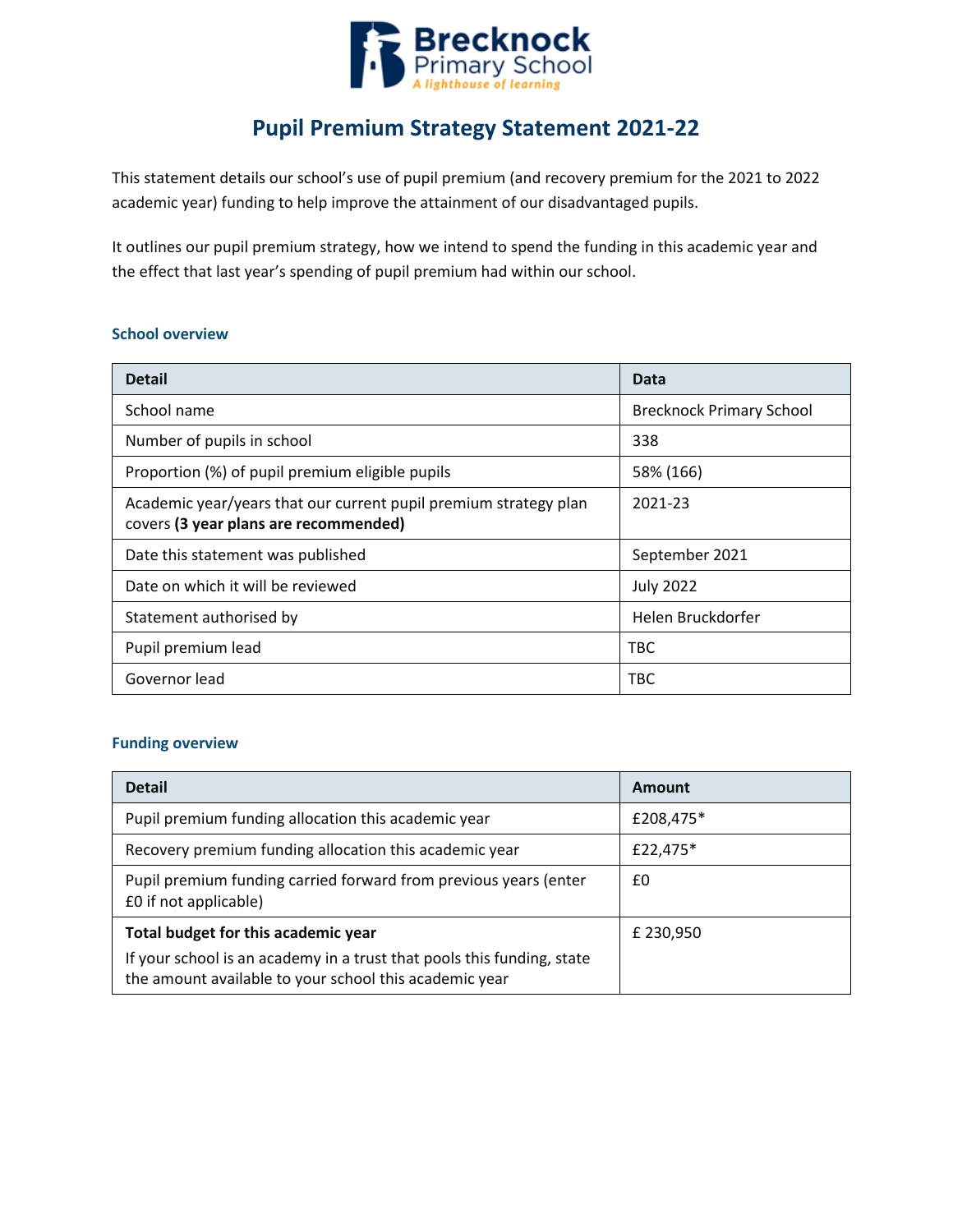# Pupil Premium Strategy Statement 2021-22

This statement details our school's use of pupil premium (and recovery premium for the 2021 to 2022 academic year) funding to help improve the attainment of our disadvantaged pupils.

It outlines our pupil premium strategy, how we intend to spend the funding in this academic year and the effect that last year's spending of pupil premium had within our school.

### School overview

| Detail | Data |
|---|---|
| School name | Brecknock Primary School |
| Number of pupils in school | 338 |
| Proportion (%) of pupil premium eligible pupils | 58% (166) |
| Academic year/years that our current pupil premium strategy plan covers **(3 year plans are recommended)** | 2021-23 |
| Date this statement was published | September 2021 |
| Date on which it will be reviewed | July 2022 |
| Statement authorised by | Helen Bruckdorfer |
| Pupil premium lead | TBC |
| Governor lead | TBC |

### Funding overview

| Detail | Amount |
|---|---|
| Pupil premium funding allocation this academic year | £208,475* |
| Recovery premium funding allocation this academic year | £22,475* |
| Pupil premium funding carried forward from previous years (enter £0 if not applicable) | £0 |
| **Total budget for this academic year**<br>If your school is an academy in a trust that pools this funding, state the amount available to your school this academic year | £ 230,950 |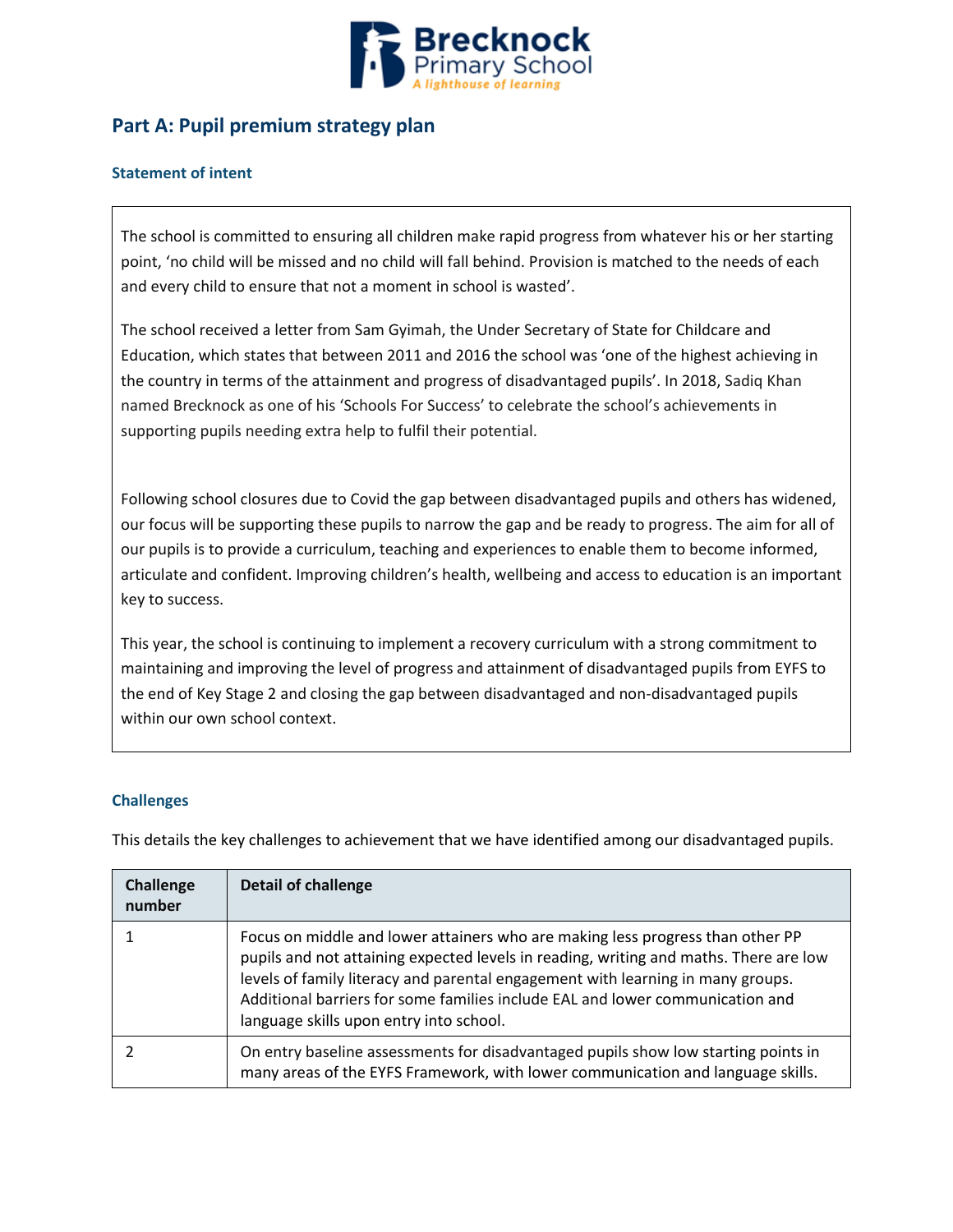## Part A: Pupil premium strategy plan

### Statement of intent

The school is committed to ensuring all children make rapid progress from whatever his or her starting point, 'no child will be missed and no child will fall behind. Provision is matched to the needs of each and every child to ensure that not a moment in school is wasted'.

The school received a letter from Sam Gyimah, the Under Secretary of State for Childcare and Education, which states that between 2011 and 2016 the school was 'one of the highest achieving in the country in terms of the attainment and progress of disadvantaged pupils'. In 2018, Sadiq Khan named Brecknock as one of his 'Schools For Success' to celebrate the school's achievements in supporting pupils needing extra help to fulfil their potential.

Following school closures due to Covid the gap between disadvantaged pupils and others has widened, our focus will be supporting these pupils to narrow the gap and be ready to progress. The aim for all of our pupils is to provide a curriculum, teaching and experiences to enable them to become informed, articulate and confident. Improving children's health, wellbeing and access to education is an important key to success.

This year, the school is continuing to implement a recovery curriculum with a strong commitment to maintaining and improving the level of progress and attainment of disadvantaged pupils from EYFS to the end of Key Stage 2 and closing the gap between disadvantaged and non-disadvantaged pupils within our own school context.

### Challenges

This details the key challenges to achievement that we have identified among our disadvantaged pupils.

| Challenge number | Detail of challenge |
|---|---|
| 1 | Focus on middle and lower attainers who are making less progress than other PP pupils and not attaining expected levels in reading, writing and maths. There are low levels of family literacy and parental engagement with learning in many groups. Additional barriers for some families include EAL and lower communication and language skills upon entry into school. |
| 2 | On entry baseline assessments for disadvantaged pupils show low starting points in many areas of the EYFS Framework, with lower communication and language skills. |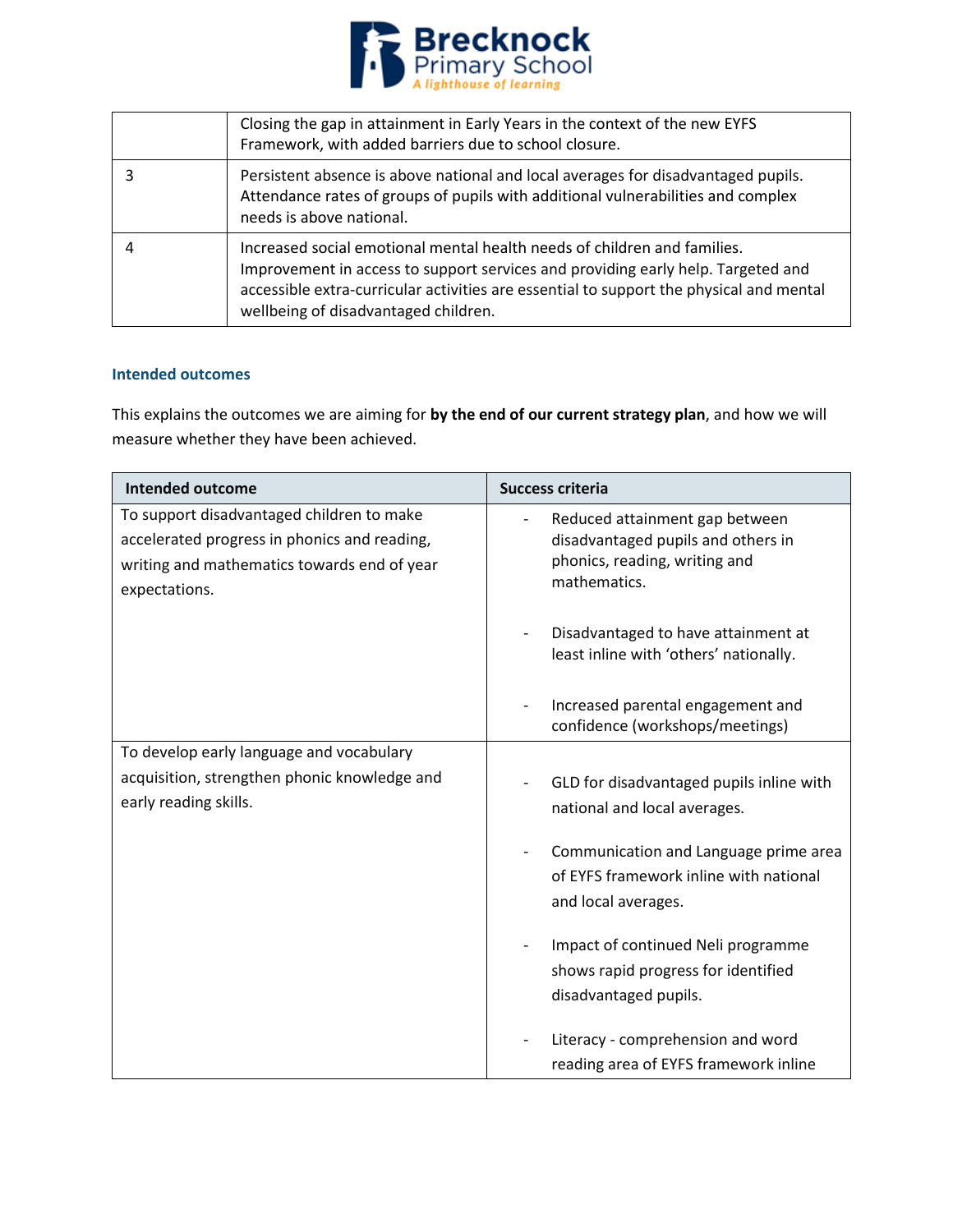| | |
|---|---|
| | Closing the gap in attainment in Early Years in the context of the new EYFS Framework, with added barriers due to school closure. |
| 3 | Persistent absence is above national and local averages for disadvantaged pupils. Attendance rates of groups of pupils with additional vulnerabilities and complex needs is above national. |
| 4 | Increased social emotional mental health needs of children and families. Improvement in access to support services and providing early help. Targeted and accessible extra-curricular activities are essential to support the physical and mental wellbeing of disadvantaged children. |

### Intended outcomes

This explains the outcomes we are aiming for **by the end of our current strategy plan**, and how we will measure whether they have been achieved.

| Intended outcome | Success criteria |
|---|---|
| To support disadvantaged children to make accelerated progress in phonics and reading, writing and mathematics towards end of year expectations. | - Reduced attainment gap between disadvantaged pupils and others in phonics, reading, writing and mathematics.<br><br>- Disadvantaged to have attainment at least inline with 'others' nationally.<br><br>- Increased parental engagement and confidence (workshops/meetings) |
| To develop early language and vocabulary acquisition, strengthen phonic knowledge and early reading skills. | - GLD for disadvantaged pupils inline with national and local averages.<br><br>- Communication and Language prime area of EYFS framework inline with national and local averages.<br><br>- Impact of continued Neli programme shows rapid progress for identified disadvantaged pupils.<br><br>- Literacy - comprehension and word reading area of EYFS framework inline |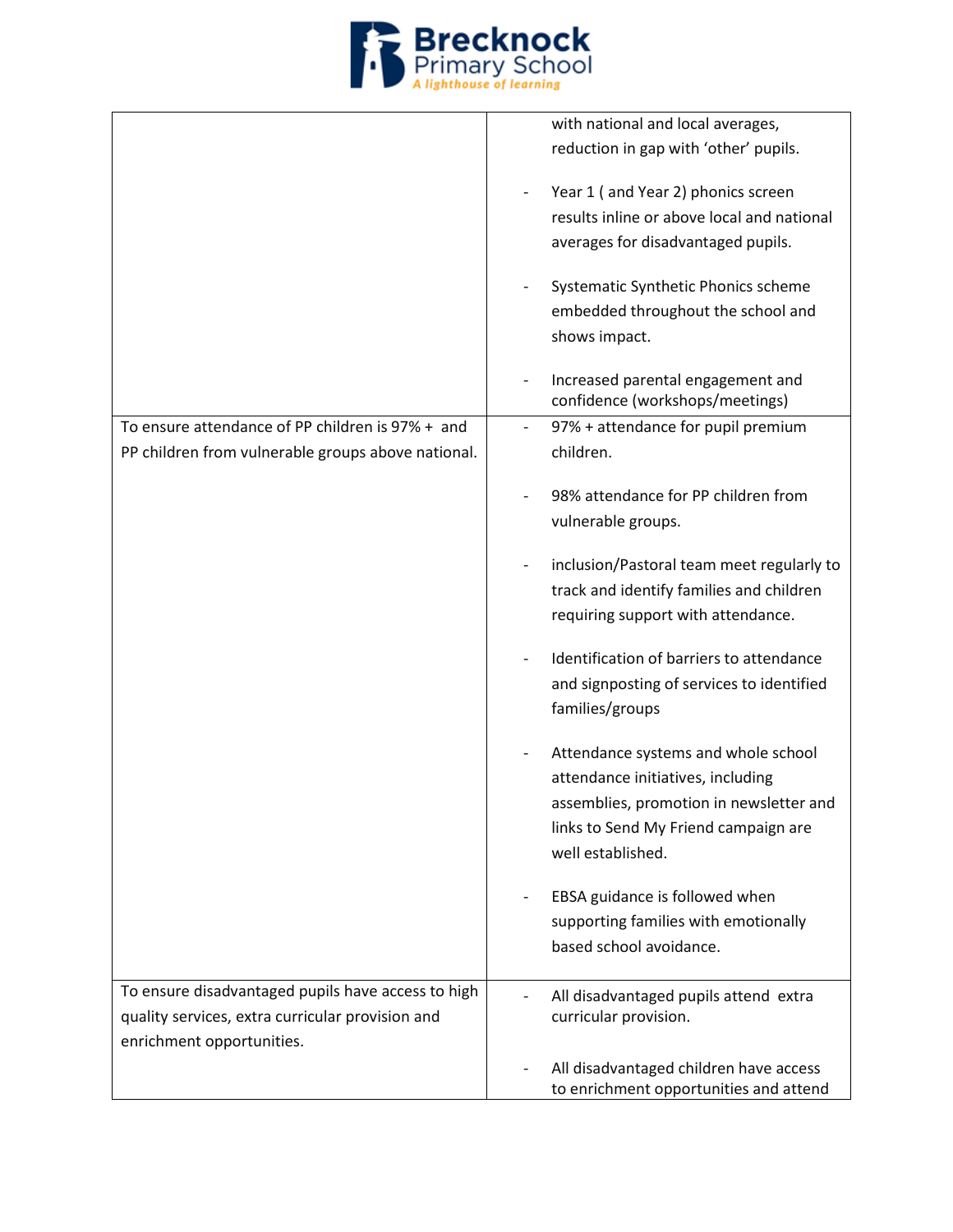| | |
|---|---|
| | with national and local averages, reduction in gap with 'other' pupils.<br><br>- Year 1 ( and Year 2) phonics screen results inline or above local and national averages for disadvantaged pupils.<br><br>- Systematic Synthetic Phonics scheme embedded throughout the school and shows impact.<br><br>- Increased parental engagement and confidence (workshops/meetings) |
| To ensure attendance of PP children is 97% + and PP children from vulnerable groups above national. | - 97% + attendance for pupil premium children.<br><br>- 98% attendance for PP children from vulnerable groups.<br><br>- inclusion/Pastoral team meet regularly to track and identify families and children requiring support with attendance.<br><br>- Identification of barriers to attendance and signposting of services to identified families/groups<br><br>- Attendance systems and whole school attendance initiatives, including assemblies, promotion in newsletter and links to Send My Friend campaign are well established.<br><br>- EBSA guidance is followed when supporting families with emotionally based school avoidance. |
| To ensure disadvantaged pupils have access to high quality services, extra curricular provision and enrichment opportunities. | - All disadvantaged pupils attend extra curricular provision.<br><br>- All disadvantaged children have access to enrichment opportunities and attend |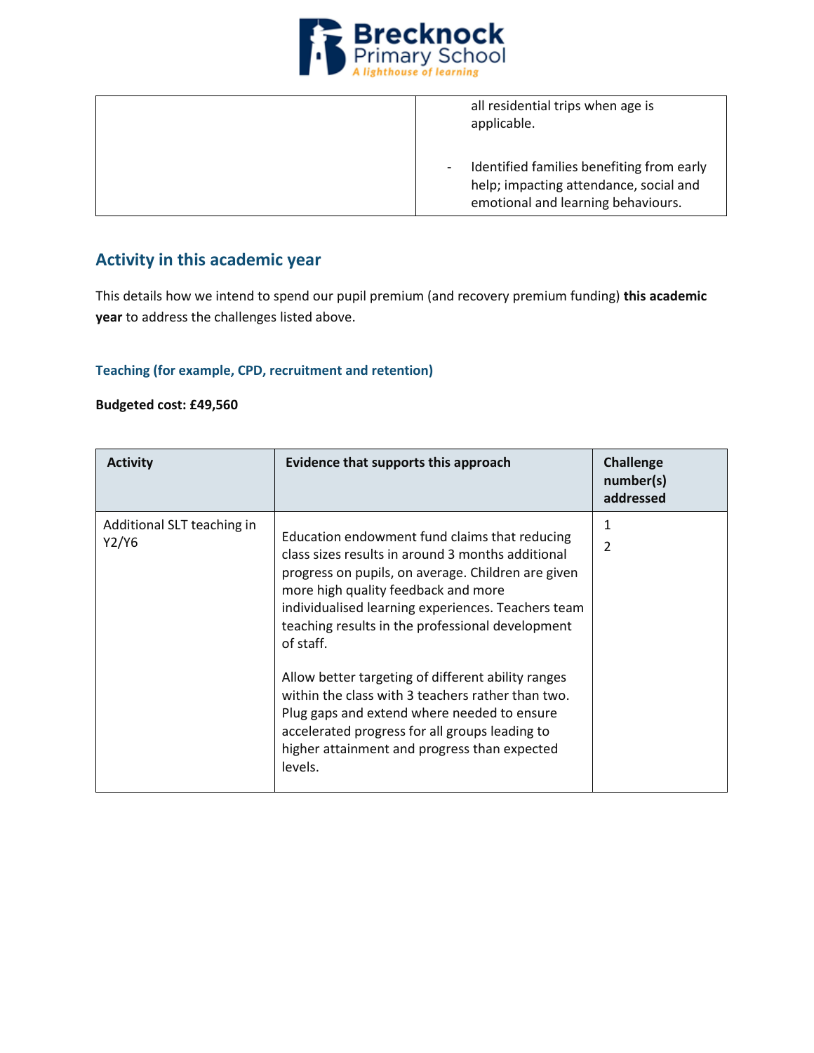| | |
|---|---|
| | all residential trips when age is applicable.<br><br>- Identified families benefiting from early help; impacting attendance, social and emotional and learning behaviours. |

## Activity in this academic year

This details how we intend to spend our pupil premium (and recovery premium funding) **this academic year** to address the challenges listed above.

### Teaching (for example, CPD, recruitment and retention)

**Budgeted cost: £49,560**

| Activity | Evidence that supports this approach | Challenge number(s) addressed |
|---|---|---|
| Additional SLT teaching in Y2/Y6 | Education endowment fund claims that reducing class sizes results in around 3 months additional progress on pupils, on average. Children are given more high quality feedback and more individualised learning experiences. Teachers team teaching results in the professional development of staff.<br><br>Allow better targeting of different ability ranges within the class with 3 teachers rather than two. Plug gaps and extend where needed to ensure accelerated progress for all groups leading to higher attainment and progress than expected levels. | 1<br>2 |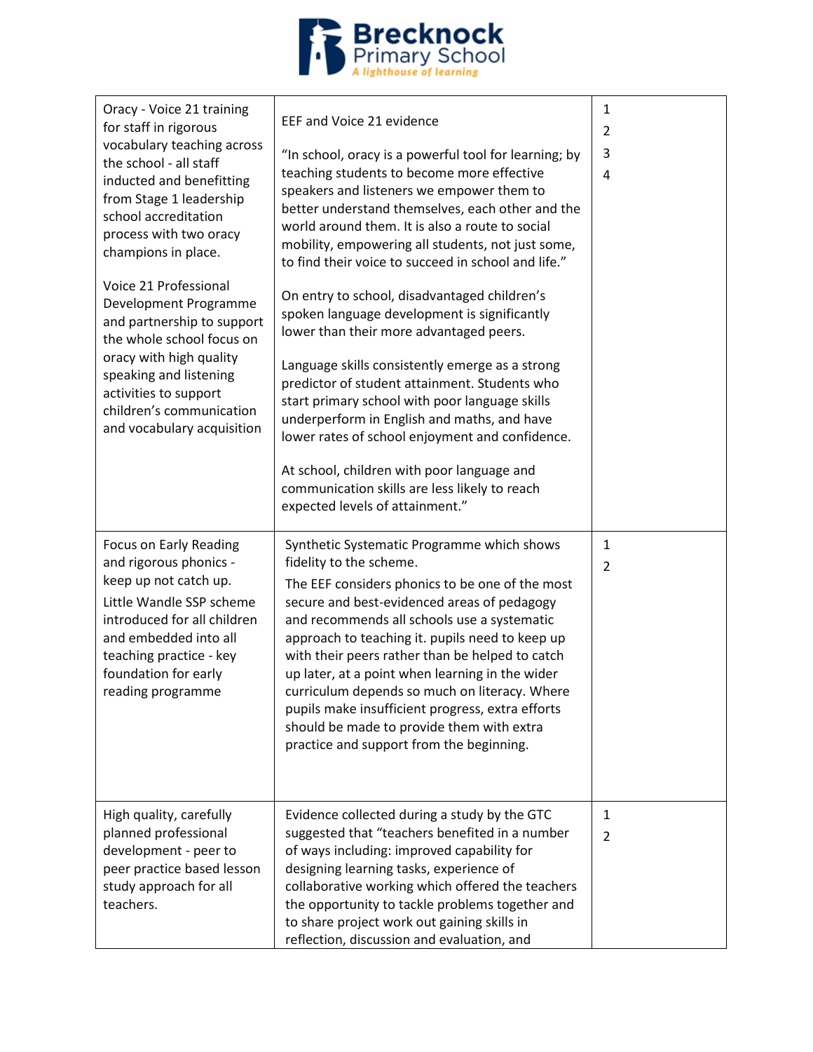| | | |
|---|---|---|
| Oracy - Voice 21 training for staff in rigorous vocabulary teaching across the school - all staff inducted and benefitting from Stage 1 leadership school accreditation process with two oracy champions in place.<br><br>Voice 21 Professional Development Programme and partnership to support the whole school focus on oracy with high quality speaking and listening activities to support children's communication and vocabulary acquisition | EEF and Voice 21 evidence<br><br>"In school, oracy is a powerful tool for learning; by teaching students to become more effective speakers and listeners we empower them to better understand themselves, each other and the world around them. It is also a route to social mobility, empowering all students, not just some, to find their voice to succeed in school and life."<br><br>On entry to school, disadvantaged children's spoken language development is significantly lower than their more advantaged peers.<br><br>Language skills consistently emerge as a strong predictor of student attainment. Students who start primary school with poor language skills underperform in English and maths, and have lower rates of school enjoyment and confidence.<br><br>At school, children with poor language and communication skills are less likely to reach expected levels of attainment." | 1<br>2<br>3<br>4 |
| Focus on Early Reading and rigorous phonics - keep up not catch up.<br>Little Wandle SSP scheme introduced for all children and embedded into all teaching practice - key foundation for early reading programme | Synthetic Systematic Programme which shows fidelity to the scheme.<br>The EEF considers phonics to be one of the most secure and best-evidenced areas of pedagogy and recommends all schools use a systematic approach to teaching it. pupils need to keep up with their peers rather than be helped to catch up later, at a point when learning in the wider curriculum depends so much on literacy. Where pupils make insufficient progress, extra efforts should be made to provide them with extra practice and support from the beginning. | 1<br>2 |
| High quality, carefully planned professional development - peer to peer practice based lesson study approach for all teachers. | Evidence collected during a study by the GTC suggested that "teachers benefited in a number of ways including: improved capability for designing learning tasks, experience of collaborative working which offered the teachers the opportunity to tackle problems together and to share project work out gaining skills in reflection, discussion and evaluation, and | 1<br>2 |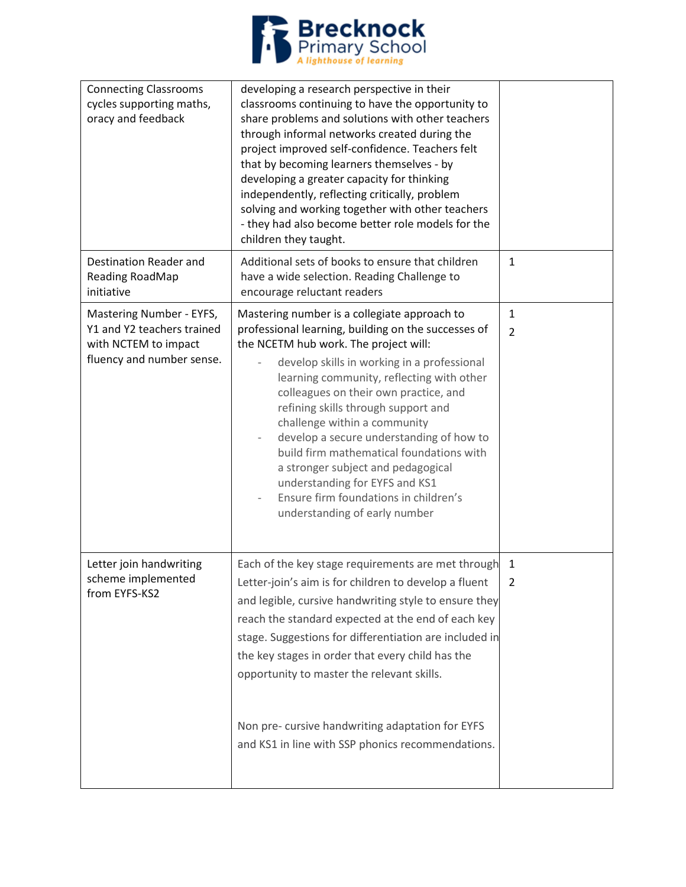| | | |
|---|---|---|
| Connecting Classrooms cycles supporting maths, oracy and feedback | developing a research perspective in their classrooms continuing to have the opportunity to share problems and solutions with other teachers through informal networks created during the project improved self-confidence. Teachers felt that by becoming learners themselves - by developing a greater capacity for thinking independently, reflecting critically, problem solving and working together with other teachers - they had also become better role models for the children they taught. | |
| Destination Reader and Reading RoadMap initiative | Additional sets of books to ensure that children have a wide selection. Reading Challenge to encourage reluctant readers | 1 |
| Mastering Number - EYFS, Y1 and Y2 teachers trained with NCTEM to impact fluency and number sense. | Mastering number is a collegiate approach to professional learning, building on the successes of the NCETM hub work. The project will:<br>- develop skills in working in a professional learning community, reflecting with other colleagues on their own practice, and refining skills through support and challenge within a community<br>- develop a secure understanding of how to build firm mathematical foundations with a stronger subject and pedagogical understanding for EYFS and KS1<br>- Ensure firm foundations in children's understanding of early number | 1<br>2 |
| Letter join handwriting scheme implemented from EYFS-KS2 | Each of the key stage requirements are met through Letter-join's aim is for children to develop a fluent and legible, cursive handwriting style to ensure they reach the standard expected at the end of each key stage. Suggestions for differentiation are included in the key stages in order that every child has the opportunity to master the relevant skills.<br><br>Non pre- cursive handwriting adaptation for EYFS and KS1 in line with SSP phonics recommendations. | 1<br>2 |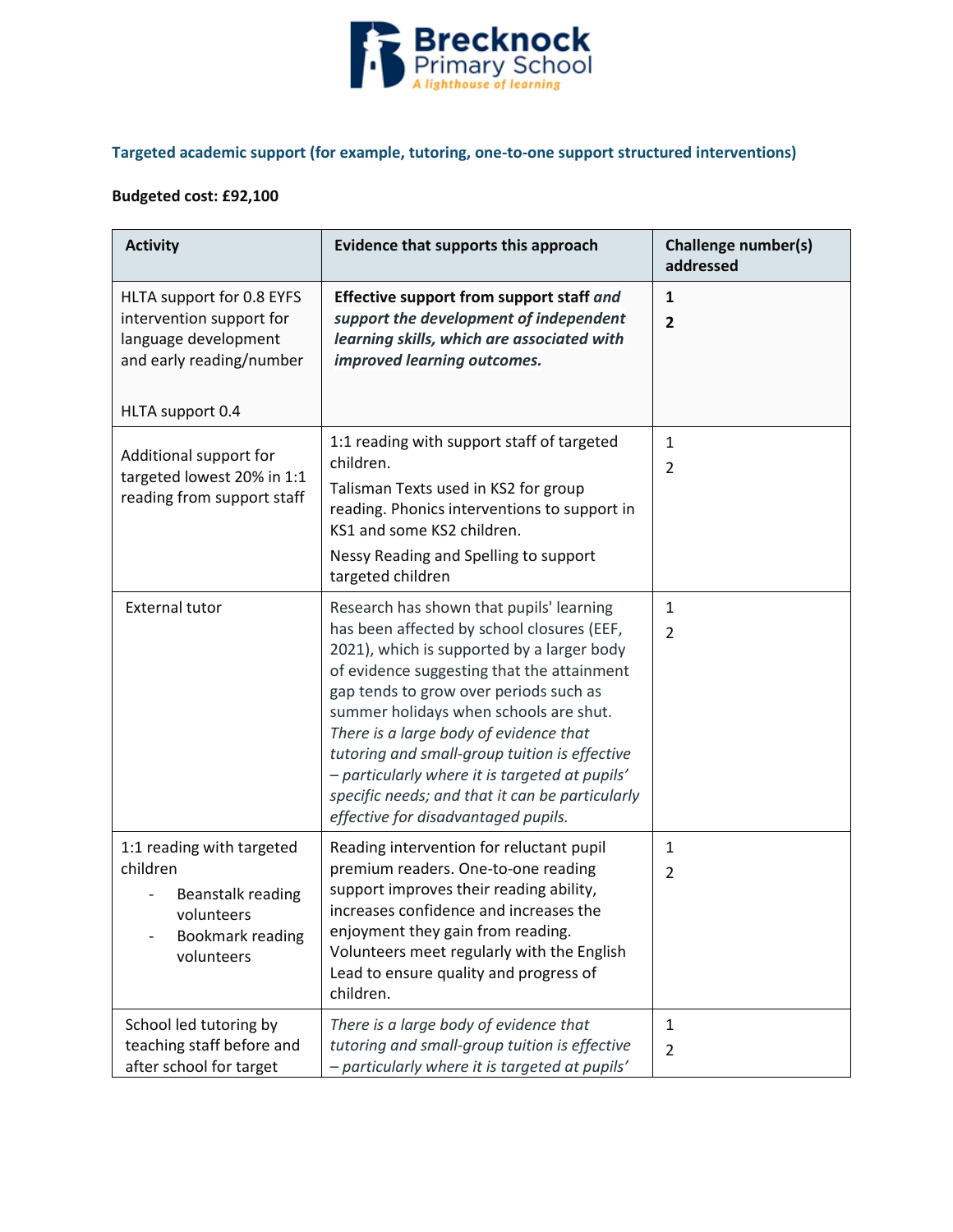### Targeted academic support (for example, tutoring, one-to-one support structured interventions)

**Budgeted cost: £92,100**

| Activity | Evidence that supports this approach | Challenge number(s) addressed |
|---|---|---|
| HLTA support for 0.8 EYFS intervention support for language development and early reading/number<br><br>HLTA support 0.4 | **Effective support from support staff *and support the development of independent learning skills, which are associated with improved learning outcomes.*** | **1**<br>**2** |
| Additional support for targeted lowest 20% in 1:1 reading from support staff | 1:1 reading with support staff of targeted children.<br>Talisman Texts used in KS2 for group reading. Phonics interventions to support in KS1 and some KS2 children.<br>Nessy Reading and Spelling to support targeted children | 1<br>2 |
| External tutor | Research has shown that pupils' learning has been affected by school closures (EEF, 2021), which is supported by a larger body of evidence suggesting that the attainment gap tends to grow over periods such as summer holidays when schools are shut. *There is a large body of evidence that tutoring and small-group tuition is effective – particularly where it is targeted at pupils' specific needs; and that it can be particularly effective for disadvantaged pupils.* | 1<br>2 |
| 1:1 reading with targeted children<br>- Beanstalk reading volunteers<br>- Bookmark reading volunteers | Reading intervention for reluctant pupil premium readers. One-to-one reading support improves their reading ability, increases confidence and increases the enjoyment they gain from reading. Volunteers meet regularly with the English Lead to ensure quality and progress of children. | 1<br>2 |
| School led tutoring by teaching staff before and after school for target | *There is a large body of evidence that tutoring and small-group tuition is effective – particularly where it is targeted at pupils'* | 1<br>2 |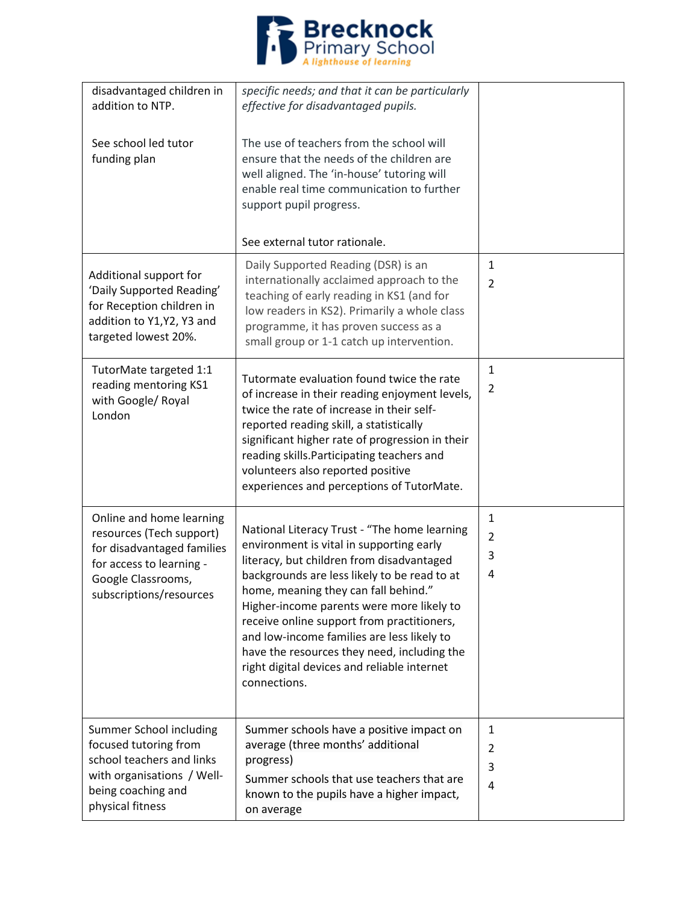| | | |
|---|---|---|
| disadvantaged children in addition to NTP.<br><br>See school led tutor funding plan | *specific needs; and that it can be particularly effective for disadvantaged pupils.*<br><br>The use of teachers from the school will ensure that the needs of the children are well aligned. The 'in-house' tutoring will enable real time communication to further support pupil progress.<br><br>See external tutor rationale. | |
| Additional support for 'Daily Supported Reading' for Reception children in addition to Y1,Y2, Y3 and targeted lowest 20%. | Daily Supported Reading (DSR) is an internationally acclaimed approach to the teaching of early reading in KS1 (and for low readers in KS2). Primarily a whole class programme, it has proven success as a small group or 1-1 catch up intervention. | 1<br>2 |
| TutorMate targeted 1:1 reading mentoring KS1 with Google/ Royal London | Tutormate evaluation found twice the rate of increase in their reading enjoyment levels, twice the rate of increase in their self-reported reading skill, a statistically significant higher rate of progression in their reading skills.Participating teachers and volunteers also reported positive experiences and perceptions of TutorMate. | 1<br>2 |
| Online and home learning resources (Tech support) for disadvantaged families for access to learning - Google Classrooms, subscriptions/resources | National Literacy Trust - "The home learning environment is vital in supporting early literacy, but children from disadvantaged backgrounds are less likely to be read to at home, meaning they can fall behind." Higher-income parents were more likely to receive online support from practitioners, and low-income families are less likely to have the resources they need, including the right digital devices and reliable internet connections. | 1<br>2<br>3<br>4 |
| Summer School including focused tutoring from school teachers and links with organisations / Well-being coaching and physical fitness | Summer schools have a positive impact on average (three months' additional progress)<br>Summer schools that use teachers that are known to the pupils have a higher impact, on average | 1<br>2<br>3<br>4 |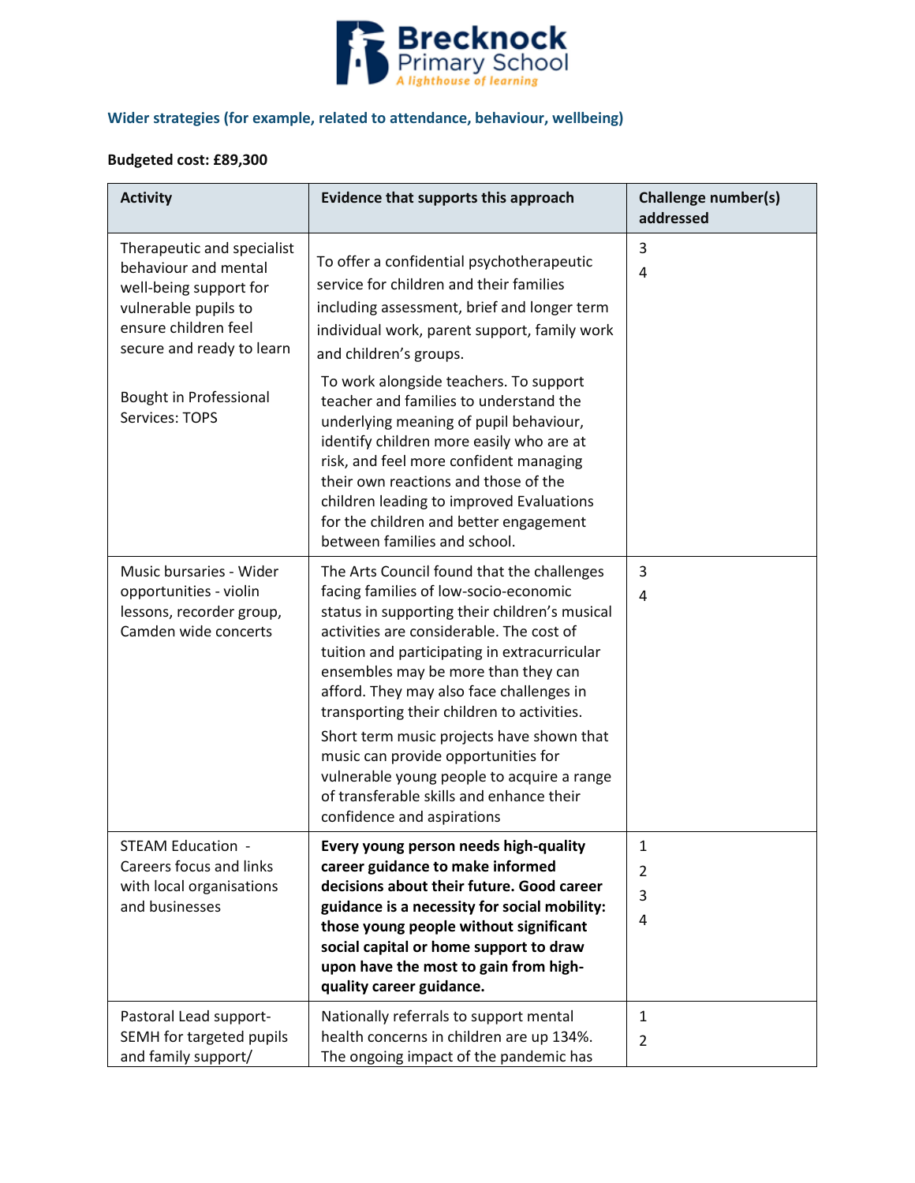### Wider strategies (for example, related to attendance, behaviour, wellbeing)

**Budgeted cost: £89,300**

| Activity | Evidence that supports this approach | Challenge number(s) addressed |
|---|---|---|
| Therapeutic and specialist behaviour and mental well-being support for vulnerable pupils to ensure children feel secure and ready to learn<br><br>Bought in Professional Services: TOPS | To offer a confidential psychotherapeutic service for children and their families including assessment, brief and longer term individual work, parent support, family work and children's groups.<br><br>To work alongside teachers. To support teacher and families to understand the underlying meaning of pupil behaviour, identify children more easily who are at risk, and feel more confident managing their own reactions and those of the children leading to improved Evaluations for the children and better engagement between families and school. | 3<br>4 |
| Music bursaries - Wider opportunities - violin lessons, recorder group, Camden wide concerts | The Arts Council found that the challenges facing families of low-socio-economic status in supporting their children's musical activities are considerable. The cost of tuition and participating in extracurricular ensembles may be more than they can afford. They may also face challenges in transporting their children to activities.<br><br>Short term music projects have shown that music can provide opportunities for vulnerable young people to acquire a range of transferable skills and enhance their confidence and aspirations | 3<br>4 |
| STEAM Education - Careers focus and links with local organisations and businesses | **Every young person needs high-quality career guidance to make informed decisions about their future. Good career guidance is a necessity for social mobility: those young people without significant social capital or home support to draw upon have the most to gain from high-quality career guidance.** | 1<br>2<br>3<br>4 |
| Pastoral Lead support- SEMH for targeted pupils and family support/ | Nationally referrals to support mental health concerns in children are up 134%. The ongoing impact of the pandemic has | 1<br>2 |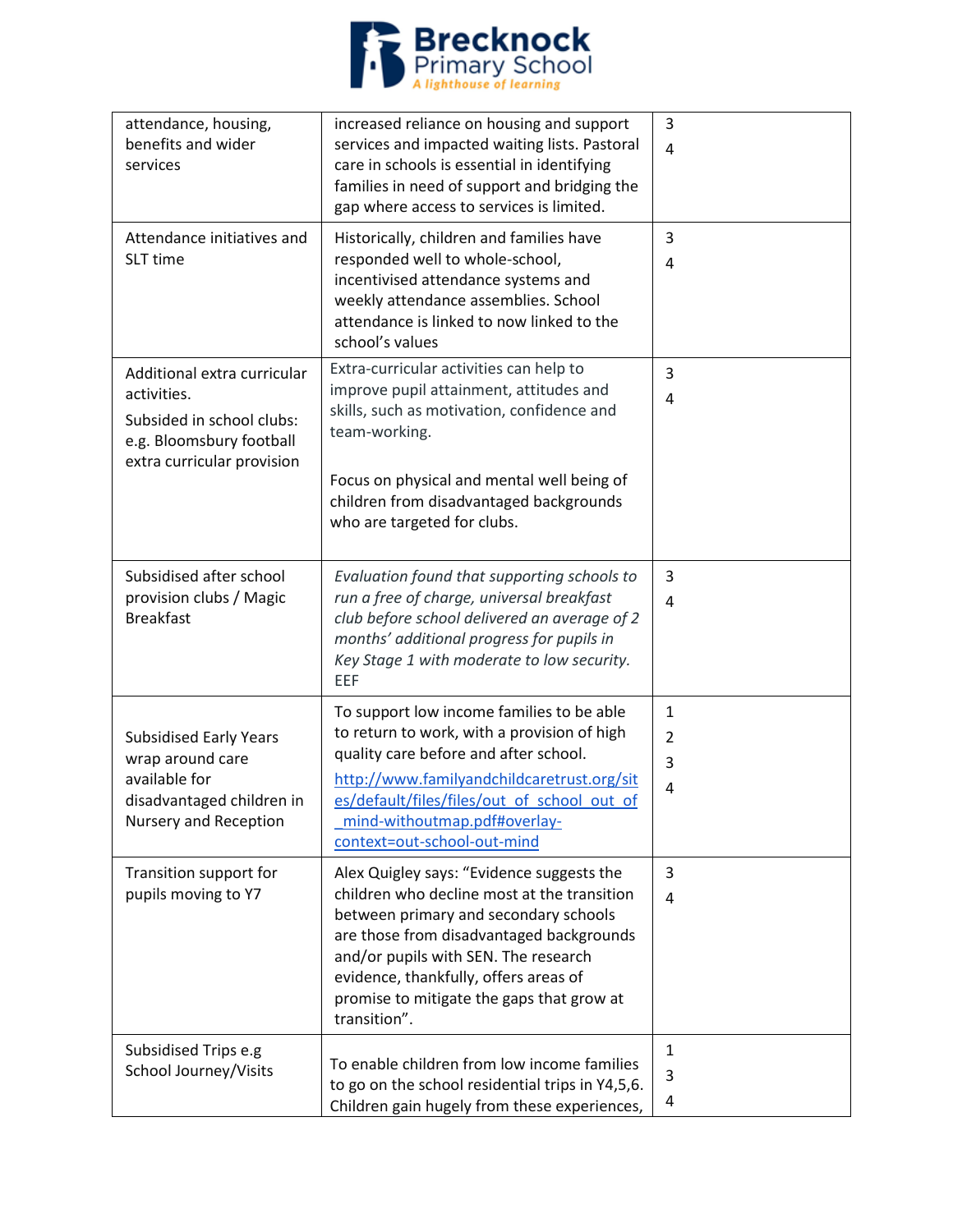| | | |
|---|---|---|
| attendance, housing, benefits and wider services | increased reliance on housing and support services and impacted waiting lists. Pastoral care in schools is essential in identifying families in need of support and bridging the gap where access to services is limited. | 3<br>4 |
| Attendance initiatives and SLT time | Historically, children and families have responded well to whole-school, incentivised attendance systems and weekly attendance assemblies. School attendance is linked to now linked to the school's values | 3<br>4 |
| Additional extra curricular activities.<br>Subsided in school clubs: e.g. Bloomsbury football extra curricular provision | Extra-curricular activities can help to improve pupil attainment, attitudes and skills, such as motivation, confidence and team-working.<br><br>Focus on physical and mental well being of children from disadvantaged backgrounds who are targeted for clubs. | 3<br>4 |
| Subsidised after school provision clubs / Magic Breakfast | *Evaluation found that supporting schools to run a free of charge, universal breakfast club before school delivered an average of 2 months' additional progress for pupils in Key Stage 1 with moderate to low security.* EEF | 3<br>4 |
| Subsidised Early Years wrap around care available for disadvantaged children in Nursery and Reception | To support low income families to be able to return to work, with a provision of high quality care before and after school.<br>[http://www.familyandchildcaretrust.org/sites/default/files/files/out_of_school_out_of_mind-withoutmap.pdf#overlay-context=out-school-out-mind](http://www.familyandchildcaretrust.org/sites/default/files/files/out_of_school_out_of_mind-withoutmap.pdf#overlay-context=out-school-out-mind) | 1<br>2<br>3<br>4 |
| Transition support for pupils moving to Y7 | Alex Quigley says: "Evidence suggests the children who decline most at the transition between primary and secondary schools are those from disadvantaged backgrounds and/or pupils with SEN. The research evidence, thankfully, offers areas of promise to mitigate the gaps that grow at transition". | 3<br>4 |
| Subsidised Trips e.g School Journey/Visits | To enable children from low income families to go on the school residential trips in Y4,5,6. Children gain hugely from these experiences, | 1<br>3<br>4 |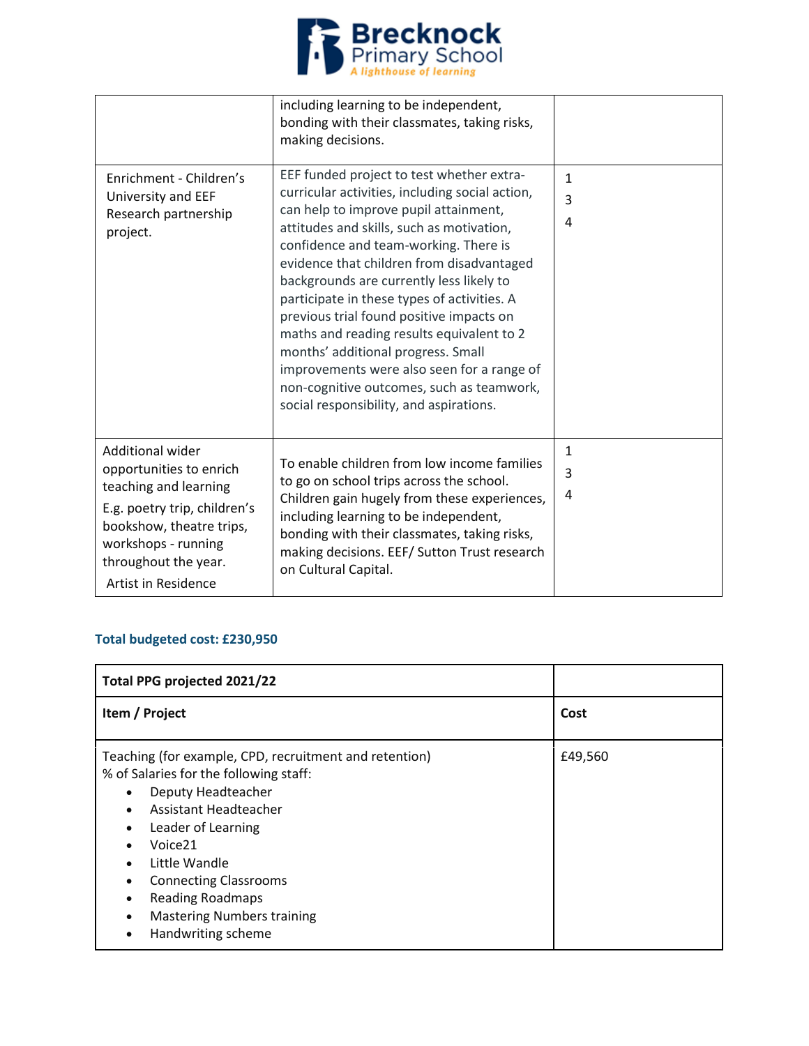| | | |
|---|---|---|
| | including learning to be independent, bonding with their classmates, taking risks, making decisions. | |
| Enrichment - Children's University and EEF Research partnership project. | EEF funded project to test whether extra-curricular activities, including social action, can help to improve pupil attainment, attitudes and skills, such as motivation, confidence and team-working. There is evidence that children from disadvantaged backgrounds are currently less likely to participate in these types of activities. A previous trial found positive impacts on maths and reading results equivalent to 2 months' additional progress. Small improvements were also seen for a range of non-cognitive outcomes, such as teamwork, social responsibility, and aspirations. | 1<br>3<br>4 |
| Additional wider opportunities to enrich teaching and learning<br>E.g. poetry trip, children's bookshow, theatre trips, workshops - running throughout the year.<br>Artist in Residence | To enable children from low income families to go on school trips across the school. Children gain hugely from these experiences, including learning to be independent, bonding with their classmates, taking risks, making decisions. EEF/ Sutton Trust research on Cultural Capital. | 1<br>3<br>4 |

**Total budgeted cost: £230,950**

| **Total PPG projected 2021/22** | |
|---|---|
| **Item / Project** | **Cost** |
| Teaching (for example, CPD, recruitment and retention)<br>% of Salaries for the following staff:<br>• Deputy Headteacher<br>• Assistant Headteacher<br>• Leader of Learning<br>• Voice21<br>• Little Wandle<br>• Connecting Classrooms<br>• Reading Roadmaps<br>• Mastering Numbers training<br>• Handwriting scheme | £49,560 |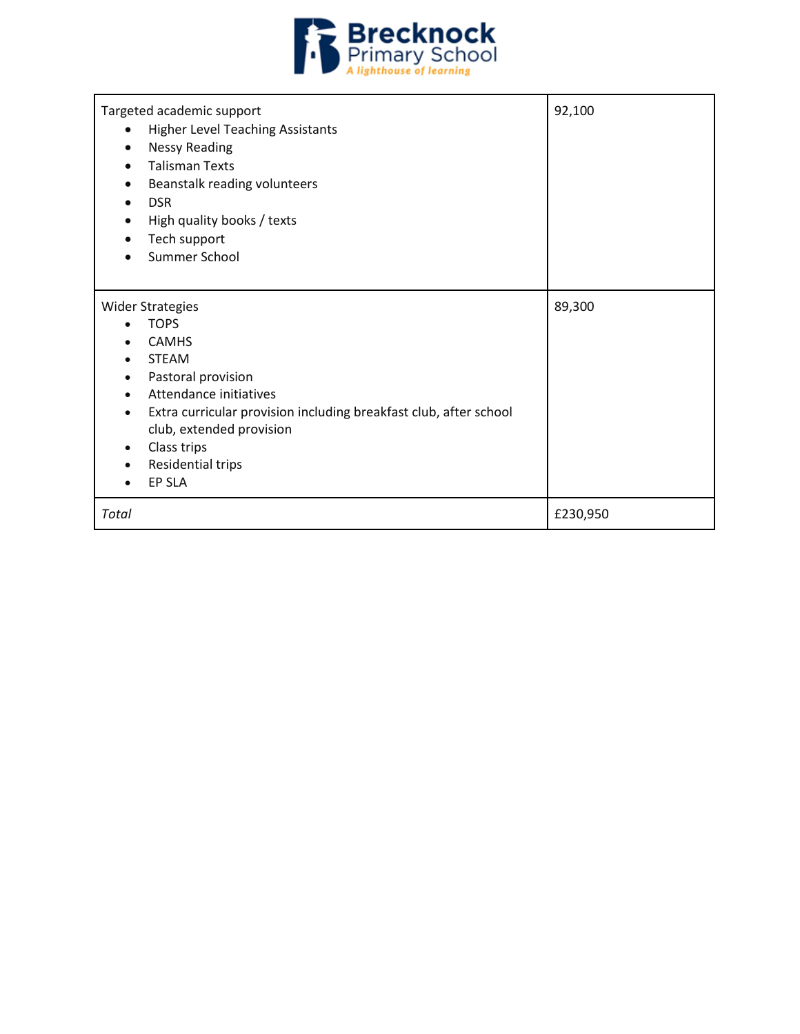| | |
|---|---|
| Targeted academic support<br>• Higher Level Teaching Assistants<br>• Nessy Reading<br>• Talisman Texts<br>• Beanstalk reading volunteers<br>• DSR<br>• High quality books / texts<br>• Tech support<br>• Summer School | 92,100 |
| Wider Strategies<br>• TOPS<br>• CAMHS<br>• STEAM<br>• Pastoral provision<br>• Attendance initiatives<br>• Extra curricular provision including breakfast club, after school club, extended provision<br>• Class trips<br>• Residential trips<br>• EP SLA | 89,300 |
| *Total* | £230,950 |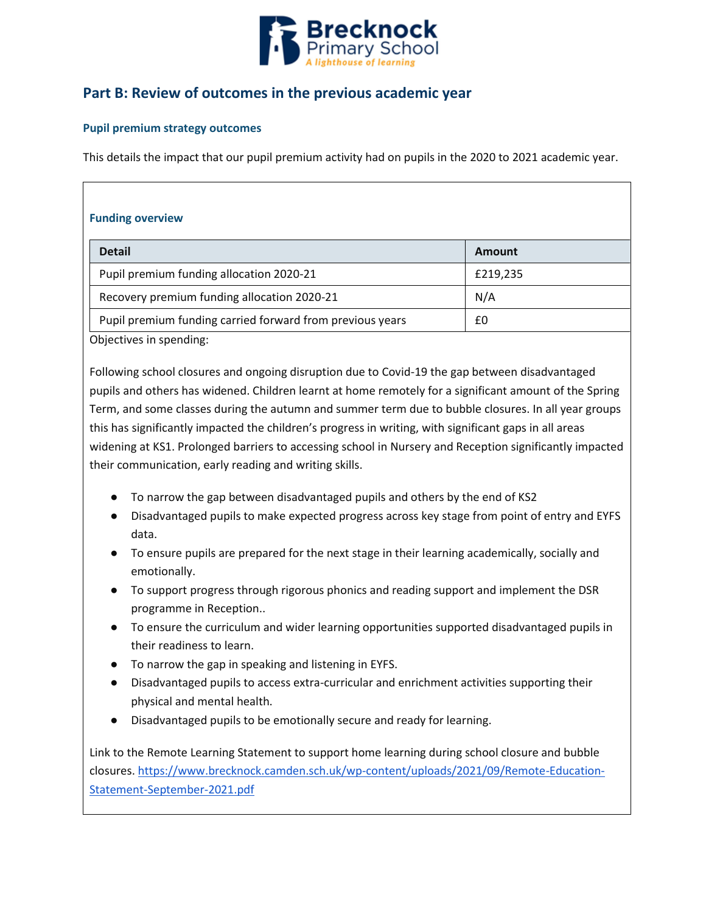## Part B: Review of outcomes in the previous academic year

### Pupil premium strategy outcomes

This details the impact that our pupil premium activity had on pupils in the 2020 to 2021 academic year.

#### Funding overview

| Detail | Amount |
|---|---|
| Pupil premium funding allocation 2020-21 | £219,235 |
| Recovery premium funding allocation 2020-21 | N/A |
| Pupil premium funding carried forward from previous years | £0 |

Objectives in spending:

Following school closures and ongoing disruption due to Covid-19 the gap between disadvantaged pupils and others has widened. Children learnt at home remotely for a significant amount of the Spring Term, and some classes during the autumn and summer term due to bubble closures. In all year groups this has significantly impacted the children's progress in writing, with significant gaps in all areas widening at KS1. Prolonged barriers to accessing school in Nursery and Reception significantly impacted their communication, early reading and writing skills.

- To narrow the gap between disadvantaged pupils and others by the end of KS2
- Disadvantaged pupils to make expected progress across key stage from point of entry and EYFS data.
- To ensure pupils are prepared for the next stage in their learning academically, socially and emotionally.
- To support progress through rigorous phonics and reading support and implement the DSR programme in Reception..
- To ensure the curriculum and wider learning opportunities supported disadvantaged pupils in their readiness to learn.
- To narrow the gap in speaking and listening in EYFS.
- Disadvantaged pupils to access extra-curricular and enrichment activities supporting their physical and mental health.
- Disadvantaged pupils to be emotionally secure and ready for learning.

Link to the Remote Learning Statement to support home learning during school closure and bubble closures. https://www.brecknock.camden.sch.uk/wp-content/uploads/2021/09/Remote-Education-Statement-September-2021.pdf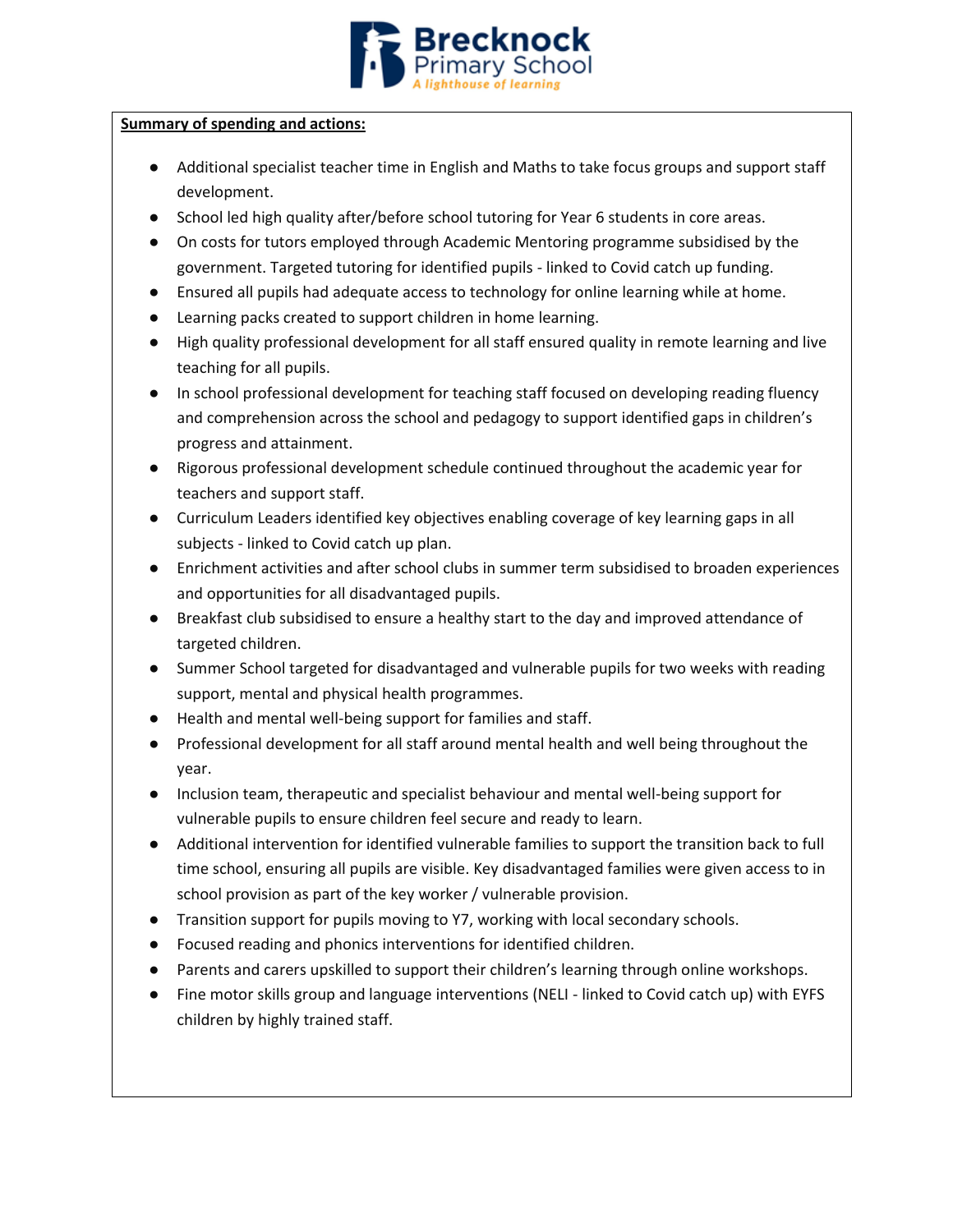**Summary of spending and actions:**

- Additional specialist teacher time in English and Maths to take focus groups and support staff development.
- School led high quality after/before school tutoring for Year 6 students in core areas.
- On costs for tutors employed through Academic Mentoring programme subsidised by the government. Targeted tutoring for identified pupils - linked to Covid catch up funding.
- Ensured all pupils had adequate access to technology for online learning while at home.
- Learning packs created to support children in home learning.
- High quality professional development for all staff ensured quality in remote learning and live teaching for all pupils.
- In school professional development for teaching staff focused on developing reading fluency and comprehension across the school and pedagogy to support identified gaps in children's progress and attainment.
- Rigorous professional development schedule continued throughout the academic year for teachers and support staff.
- Curriculum Leaders identified key objectives enabling coverage of key learning gaps in all subjects - linked to Covid catch up plan.
- Enrichment activities and after school clubs in summer term subsidised to broaden experiences and opportunities for all disadvantaged pupils.
- Breakfast club subsidised to ensure a healthy start to the day and improved attendance of targeted children.
- Summer School targeted for disadvantaged and vulnerable pupils for two weeks with reading support, mental and physical health programmes.
- Health and mental well-being support for families and staff.
- Professional development for all staff around mental health and well being throughout the year.
- Inclusion team, therapeutic and specialist behaviour and mental well-being support for vulnerable pupils to ensure children feel secure and ready to learn.
- Additional intervention for identified vulnerable families to support the transition back to full time school, ensuring all pupils are visible. Key disadvantaged families were given access to in school provision as part of the key worker / vulnerable provision.
- Transition support for pupils moving to Y7, working with local secondary schools.
- Focused reading and phonics interventions for identified children.
- Parents and carers upskilled to support their children's learning through online workshops.
- Fine motor skills group and language interventions (NELI - linked to Covid catch up) with EYFS children by highly trained staff.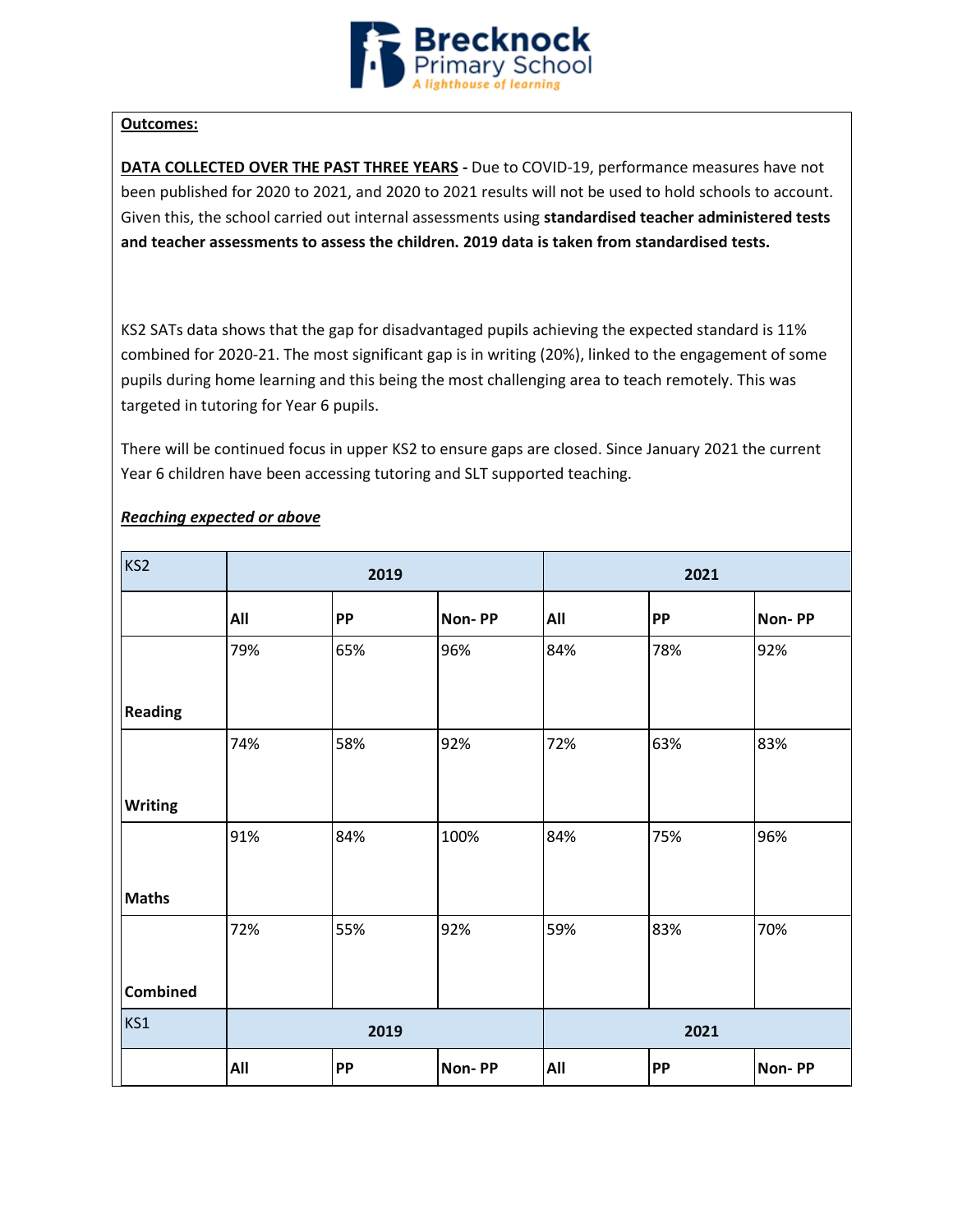**Outcomes:**

**DATA COLLECTED OVER THE PAST THREE YEARS** - Due to COVID-19, performance measures have not been published for 2020 to 2021, and 2020 to 2021 results will not be used to hold schools to account. Given this, the school carried out internal assessments using **standardised teacher administered tests and teacher assessments to assess the children. 2019 data is taken from standardised tests.**

KS2 SATs data shows that the gap for disadvantaged pupils achieving the expected standard is 11% combined for 2020-21. The most significant gap is in writing (20%), linked to the engagement of some pupils during home learning and this being the most challenging area to teach remotely. This was targeted in tutoring for Year 6 pupils.

There will be continued focus in upper KS2 to ensure gaps are closed. Since January 2021 the current Year 6 children have been accessing tutoring and SLT supported teaching.

***Reaching expected or above***

| KS2 | 2019 | | | 2021 | | |
|---|---|---|---|---|---|---|
| | **All** | **PP** | **Non- PP** | **All** | **PP** | **Non- PP** |
| **Reading** | 79% | 65% | 96% | 84% | 78% | 92% |
| **Writing** | 74% | 58% | 92% | 72% | 63% | 83% |
| **Maths** | 91% | 84% | 100% | 84% | 75% | 96% |
| **Combined** | 72% | 55% | 92% | 59% | 83% | 70% |
| KS1 | 2019 | | | 2021 | | |
| | **All** | **PP** | **Non- PP** | **All** | **PP** | **Non- PP** |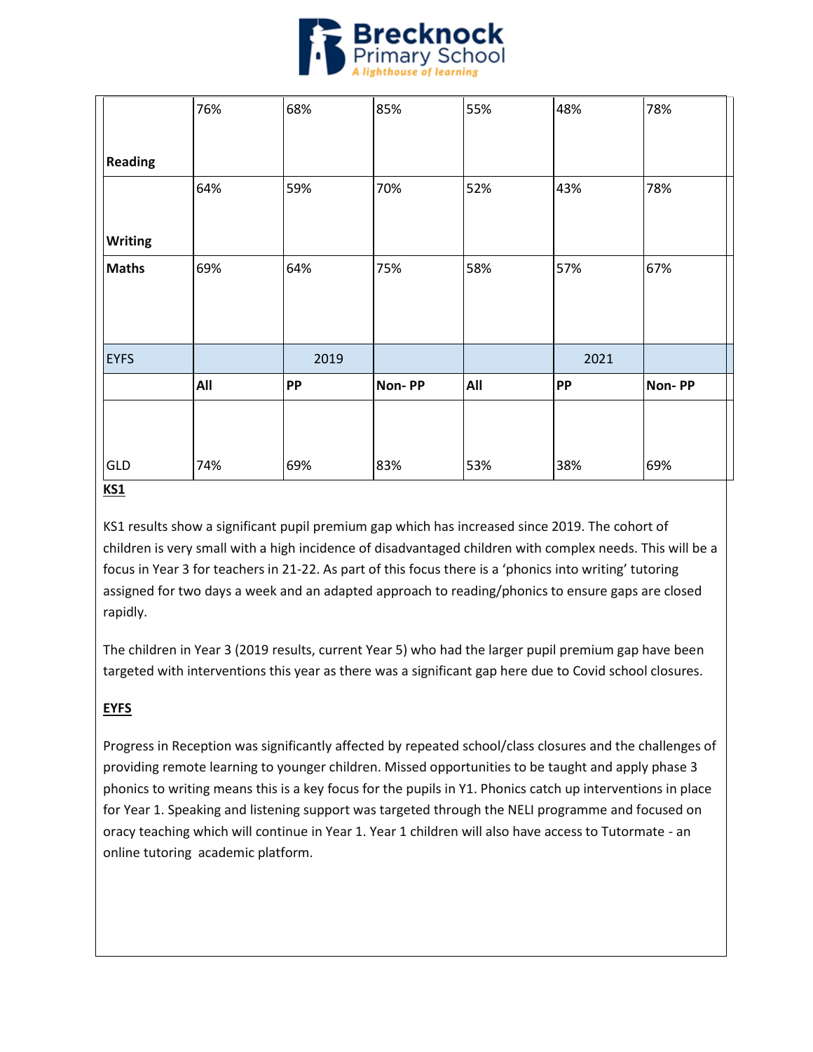| | | | | | | |
|---|---|---|---|---|---|---|
| **Reading** | 76% | 68% | 85% | 55% | 48% | 78% |
| **Writing** | 64% | 59% | 70% | 52% | 43% | 78% |
| **Maths** | 69% | 64% | 75% | 58% | 57% | 67% |
| EYFS | | 2019 | | | 2021 | |
| | **All** | **PP** | **Non- PP** | **All** | **PP** | **Non- PP** |
| GLD | 74% | 69% | 83% | 53% | 38% | 69% |

**KS1**

KS1 results show a significant pupil premium gap which has increased since 2019. The cohort of children is very small with a high incidence of disadvantaged children with complex needs. This will be a focus in Year 3 for teachers in 21-22. As part of this focus there is a 'phonics into writing' tutoring assigned for two days a week and an adapted approach to reading/phonics to ensure gaps are closed rapidly.

The children in Year 3 (2019 results, current Year 5) who had the larger pupil premium gap have been targeted with interventions this year as there was a significant gap here due to Covid school closures.

**EYFS**

Progress in Reception was significantly affected by repeated school/class closures and the challenges of providing remote learning to younger children. Missed opportunities to be taught and apply phase 3 phonics to writing means this is a key focus for the pupils in Y1. Phonics catch up interventions in place for Year 1. Speaking and listening support was targeted through the NELI programme and focused on oracy teaching which will continue in Year 1. Year 1 children will also have access to Tutormate - an online tutoring academic platform.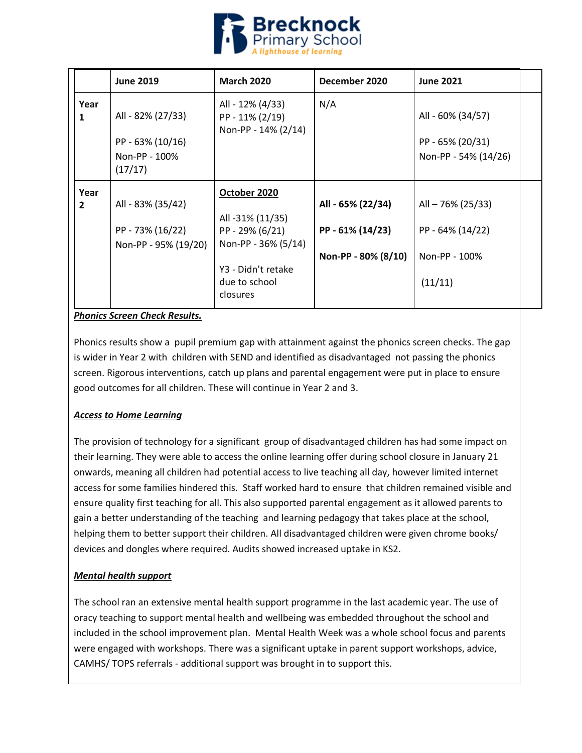| | June 2019 | March 2020 | December 2020 | June 2021 |
|---|---|---|---|---|
| Year 1 | All - 82% (27/33)<br><br>PP - 63% (10/16)<br>Non-PP - 100% (17/17) | All - 12% (4/33)<br>PP - 11% (2/19)<br>Non-PP - 14% (2/14) | N/A | All - 60% (34/57)<br><br>PP - 65% (20/31)<br>Non-PP - 54% (14/26) |
| Year 2 | All - 83% (35/42)<br><br>PP - 73% (16/22)<br>Non-PP - 95% (19/20) | **October 2020**<br><br>All -31% (11/35)<br>PP - 29% (6/21)<br>Non-PP - 36% (5/14)<br><br>Y3 - Didn't retake due to school closures | **All - 65% (22/34)**<br><br>**PP - 61% (14/23)**<br><br>**Non-PP - 80% (8/10)** | All – 76% (25/33)<br><br>PP - 64% (14/22)<br><br>Non-PP - 100%<br><br>(11/11) |

***Phonics Screen Check Results.***

Phonics results show a pupil premium gap with attainment against the phonics screen checks. The gap is wider in Year 2 with children with SEND and identified as disadvantaged not passing the phonics screen. Rigorous interventions, catch up plans and parental engagement were put in place to ensure good outcomes for all children. These will continue in Year 2 and 3.

***Access to Home Learning***

The provision of technology for a significant group of disadvantaged children has had some impact on their learning. They were able to access the online learning offer during school closure in January 21 onwards, meaning all children had potential access to live teaching all day, however limited internet access for some families hindered this. Staff worked hard to ensure that children remained visible and ensure quality first teaching for all. This also supported parental engagement as it allowed parents to gain a better understanding of the teaching and learning pedagogy that takes place at the school, helping them to better support their children. All disadvantaged children were given chrome books/ devices and dongles where required. Audits showed increased uptake in KS2.

***Mental health support***

The school ran an extensive mental health support programme in the last academic year. The use of oracy teaching to support mental health and wellbeing was embedded throughout the school and included in the school improvement plan. Mental Health Week was a whole school focus and parents were engaged with workshops. There was a significant uptake in parent support workshops, advice, CAMHS/ TOPS referrals - additional support was brought in to support this.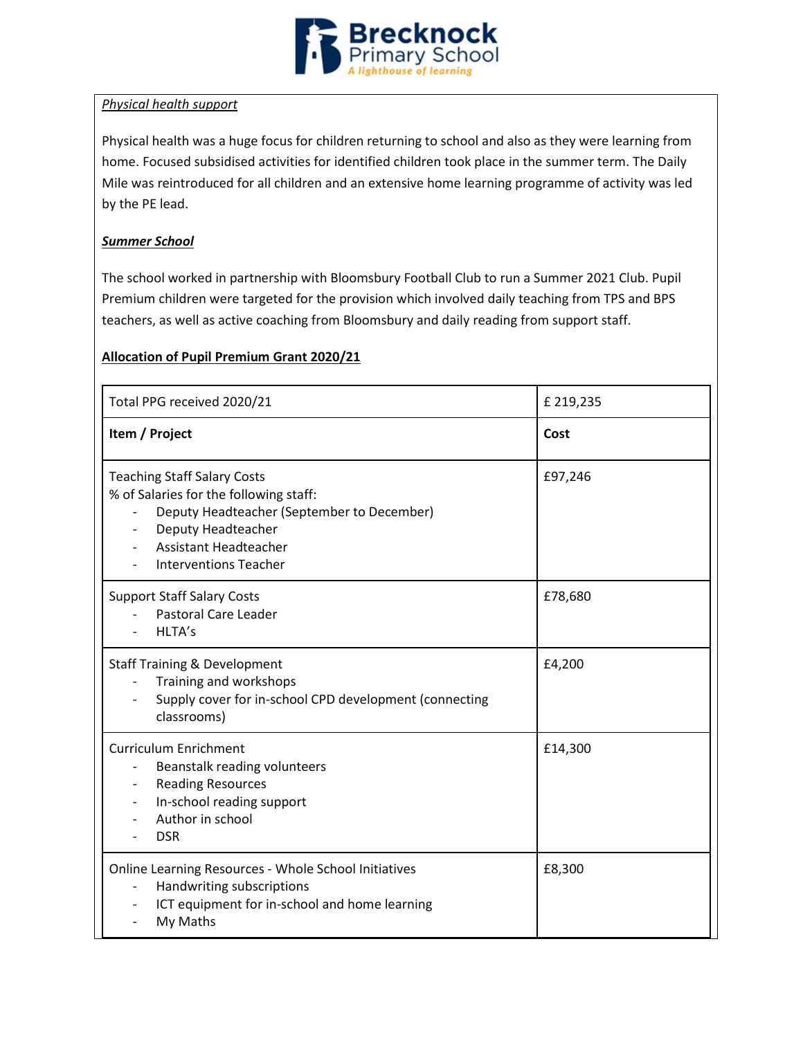*Physical health support*

Physical health was a huge focus for children returning to school and also as they were learning from home. Focused subsidised activities for identified children took place in the summer term. The Daily Mile was reintroduced for all children and an extensive home learning programme of activity was led by the PE lead.

***Summer School***

The school worked in partnership with Bloomsbury Football Club to run a Summer 2021 Club. Pupil Premium children were targeted for the provision which involved daily teaching from TPS and BPS teachers, as well as active coaching from Bloomsbury and daily reading from support staff.

**Allocation of Pupil Premium Grant 2020/21**

| Total PPG received 2020/21 | £ 219,235 |
|---|---|
| **Item / Project** | **Cost** |
| Teaching Staff Salary Costs<br>% of Salaries for the following staff:<br>- Deputy Headteacher (September to December)<br>- Deputy Headteacher<br>- Assistant Headteacher<br>- Interventions Teacher | £97,246 |
| Support Staff Salary Costs<br>- Pastoral Care Leader<br>- HLTA's | £78,680 |
| Staff Training & Development<br>- Training and workshops<br>- Supply cover for in-school CPD development (connecting classrooms) | £4,200 |
| Curriculum Enrichment<br>- Beanstalk reading volunteers<br>- Reading Resources<br>- In-school reading support<br>- Author in school<br>- DSR | £14,300 |
| Online Learning Resources - Whole School Initiatives<br>- Handwriting subscriptions<br>- ICT equipment for in-school and home learning<br>- My Maths | £8,300 |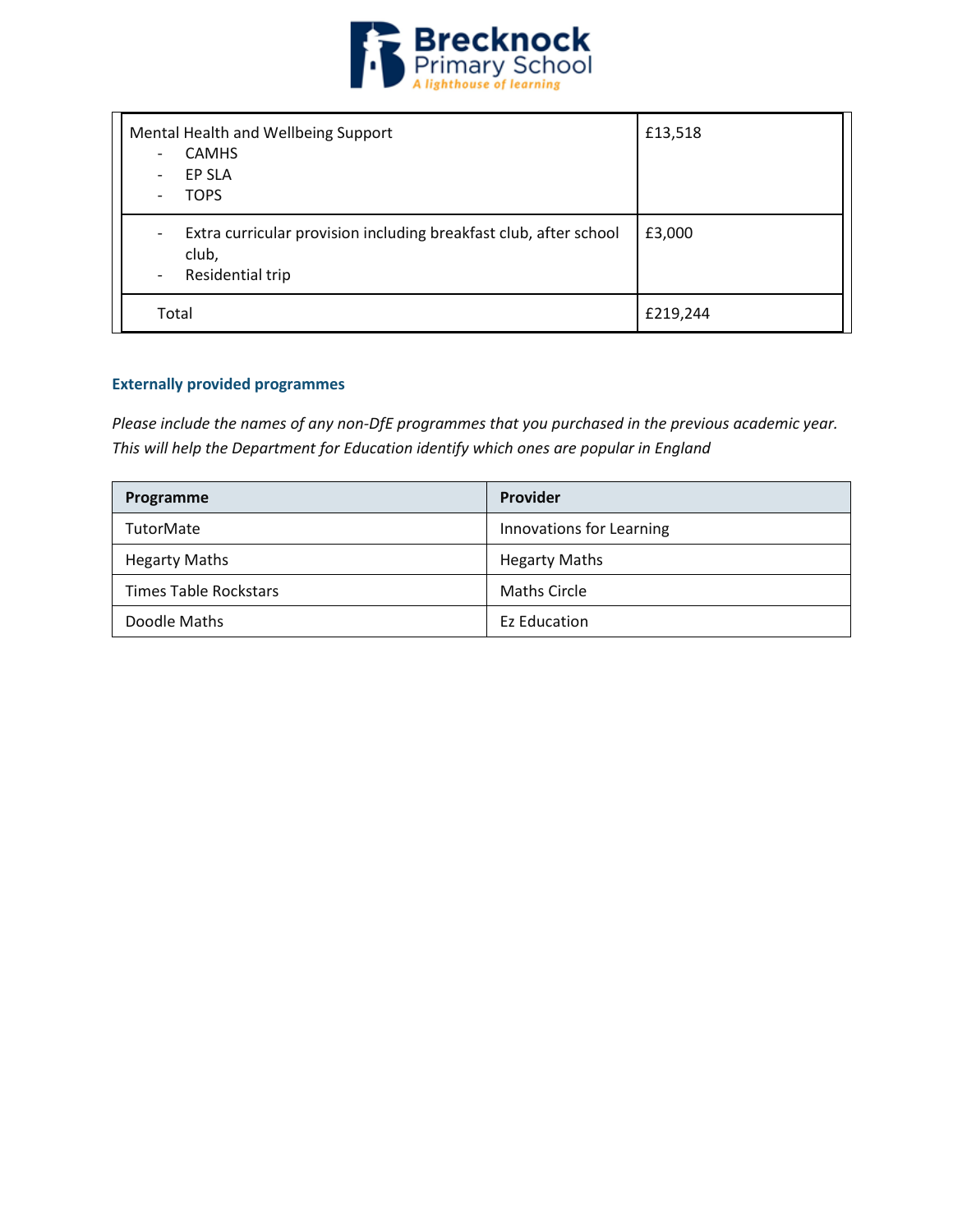| | |
|---|---|
| Mental Health and Wellbeing Support<br>- CAMHS<br>- EP SLA<br>- TOPS | £13,518 |
| - Extra curricular provision including breakfast club, after school club,<br>- Residential trip | £3,000 |
| Total | £219,244 |

### Externally provided programmes

*Please include the names of any non-DfE programmes that you purchased in the previous academic year. This will help the Department for Education identify which ones are popular in England*

| Programme | Provider |
|---|---|
| TutorMate | Innovations for Learning |
| Hegarty Maths | Hegarty Maths |
| Times Table Rockstars | Maths Circle |
| Doodle Maths | Ez Education |